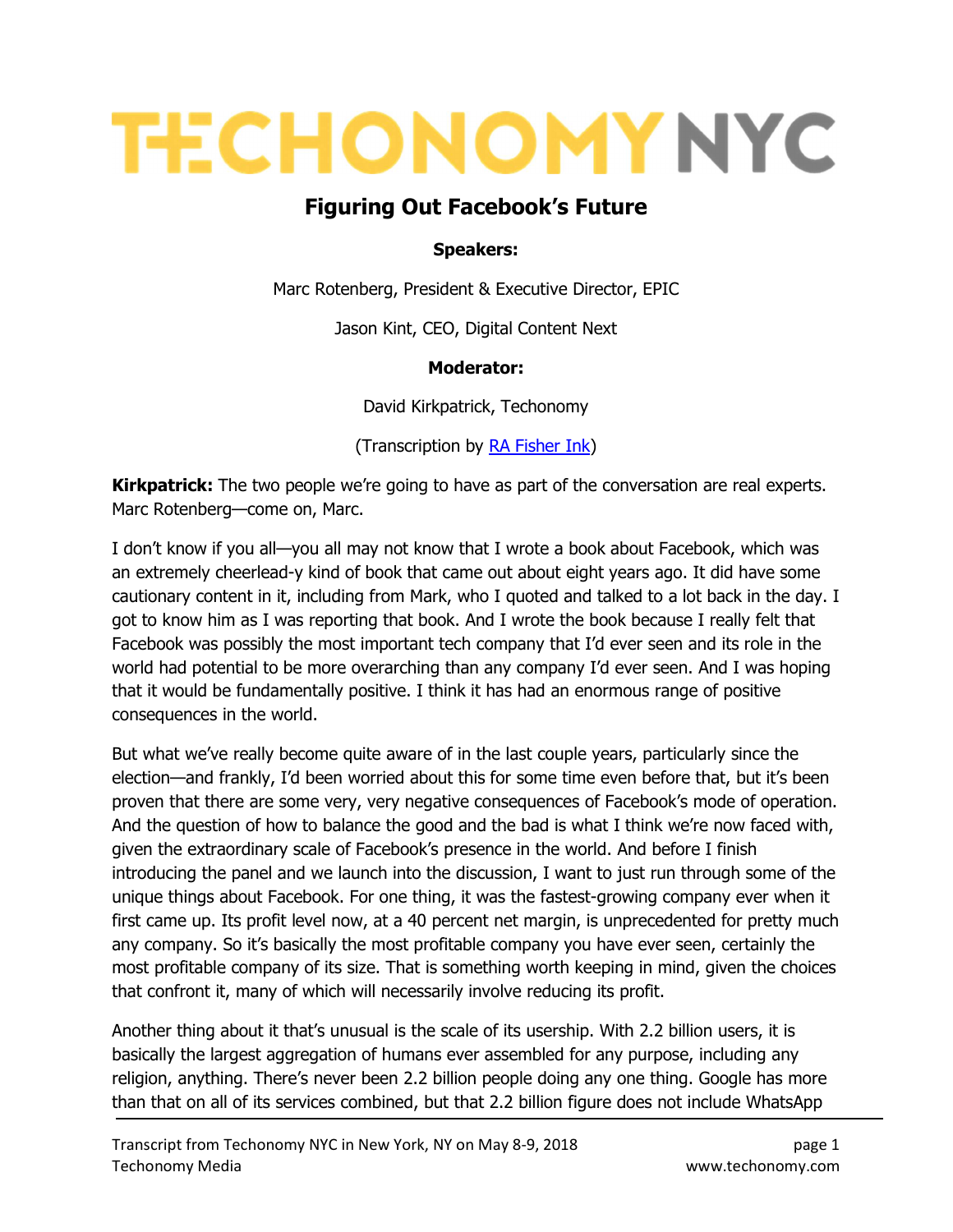# TECHONOMY NYC

## Figuring Out Facebook's Future

**Speakers:**

Marc Rotenberg, President & Executive Director, EPIC

Jason Kint, CEO, Digital Content Next

**Moderator:**

David Kirkpatrick, Techonomy

(Transcription by [RA Fisher Ink](RA Fisher Ink))

**Kirkpatrick:** The two people we're going to have as part of the conversation are real experts. Marc Rotenberg—come on, Marc.

I don't know if you all—you all may not know that I wrote a book about Facebook, which was an extremely cheerlead-y kind of book that came out about eight years ago. It did have some cautionary content in it, including from Mark, who I quoted and talked to a lot back in the day. I got to know him as I was reporting that book. And I wrote the book because I really felt that Facebook was possibly the most important tech company that I'd ever seen and its role in the world had potential to be more overarching than any company I'd ever seen. And I was hoping that it would be fundamentally positive. I think it has had an enormous range of positive consequences in the world.

But what we've really become quite aware of in the last couple years, particularly since the election—and frankly, I'd been worried about this for some time even before that, but it's been proven that there are some very, very negative consequences of Facebook's mode of operation. And the question of how to balance the good and the bad is what I think we're now faced with, given the extraordinary scale of Facebook's presence in the world. And before I finish introducing the panel and we launch into the discussion, I want to just run through some of the unique things about Facebook. For one thing, it was the fastest-growing company ever when it first came up. Its profit level now, at a 40 percent net margin, is unprecedented for pretty much any company. So it's basically the most profitable company you have ever seen, certainly the most profitable company of its size. That is something worth keeping in mind, given the choices that confront it, many of which will necessarily involve reducing its profit.

Another thing about it that's unusual is the scale of its usership. With 2.2 billion users, it is basically the largest aggregation of humans ever assembled for any purpose, including any religion, anything. There's never been 2.2 billion people doing any one thing. Google has more than that on all of its services combined, but that 2.2 billion figure does not include WhatsApp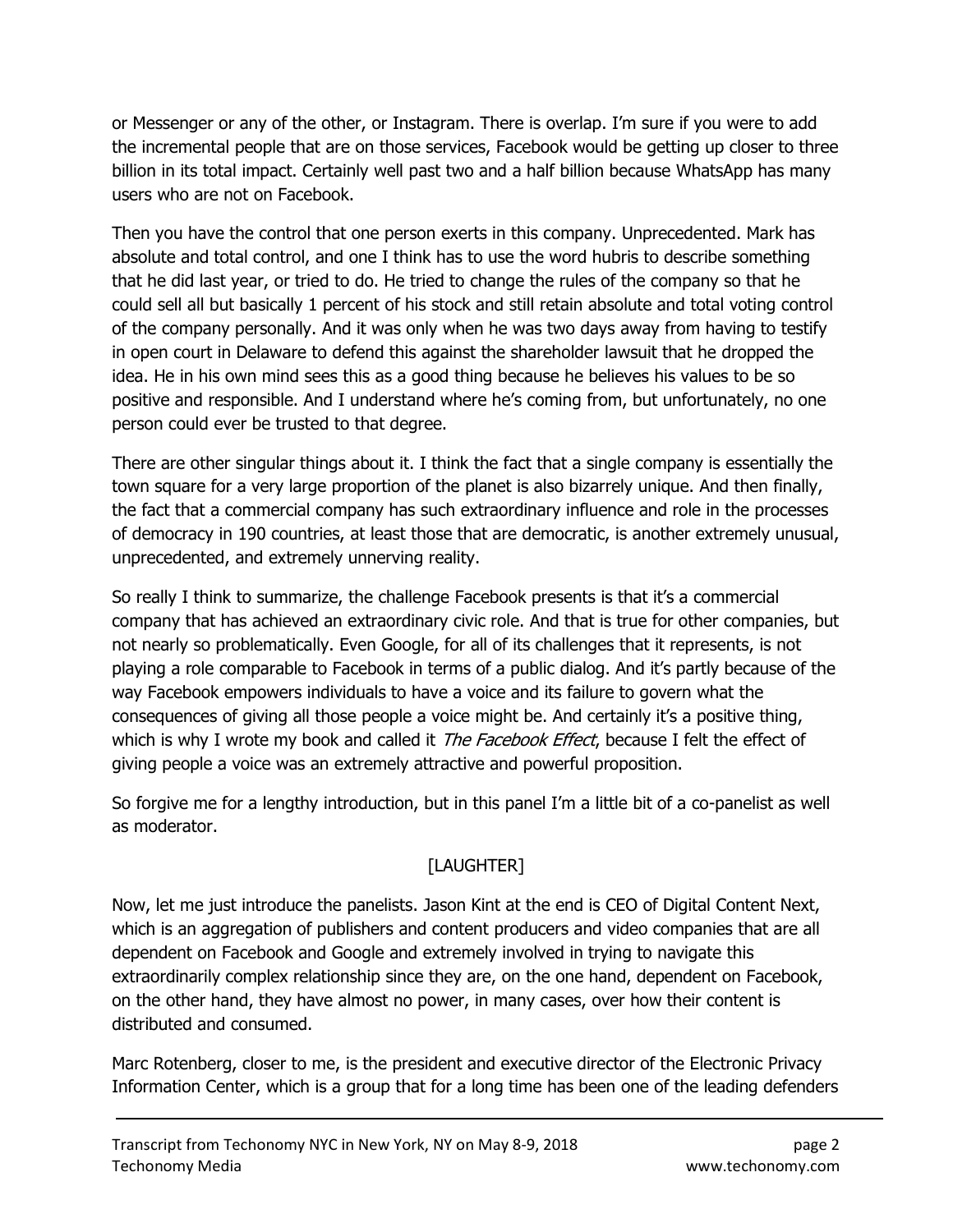or Messenger or any of the other, or Instagram. There is overlap. I'm sure if you were to add the incremental people that are on those services, Facebook would be getting up closer to three billion in its total impact. Certainly well past two and a half billion because WhatsApp has many users who are not on Facebook.

Then you have the control that one person exerts in this company. Unprecedented. Mark has absolute and total control, and one I think has to use the word hubris to describe something that he did last year, or tried to do. He tried to change the rules of the company so that he could sell all but basically 1 percent of his stock and still retain absolute and total voting control of the company personally. And it was only when he was two days away from having to testify in open court in Delaware to defend this against the shareholder lawsuit that he dropped the idea. He in his own mind sees this as a good thing because he believes his values to be so positive and responsible. And I understand where he's coming from, but unfortunately, no one person could ever be trusted to that degree.

There are other singular things about it. I think the fact that a single company is essentially the town square for a very large proportion of the planet is also bizarrely unique. And then finally, the fact that a commercial company has such extraordinary influence and role in the processes of democracy in 190 countries, at least those that are democratic, is another extremely unusual, unprecedented, and extremely unnerving reality.

So really I think to summarize, the challenge Facebook presents is that it's a commercial company that has achieved an extraordinary civic role. And that is true for other companies, but not nearly so problematically. Even Google, for all of its challenges that it represents, is not playing a role comparable to Facebook in terms of a public dialog. And it's partly because of the way Facebook empowers individuals to have a voice and its failure to govern what the consequences of giving all those people a voice might be. And certainly it's a positive thing, which is why I wrote my book and called it *The Facebook Effect*, because I felt the effect of giving people a voice was an extremely attractive and powerful proposition.

So forgive me for a lengthy introduction, but in this panel I'm a little bit of a co-panelist as well as moderator.

[LAUGHTER]

Now, let me just introduce the panelists. Jason Kint at the end is CEO of Digital Content Next, which is an aggregation of publishers and content producers and video companies that are all dependent on Facebook and Google and extremely involved in trying to navigate this extraordinarily complex relationship since they are, on the one hand, dependent on Facebook, on the other hand, they have almost no power, in many cases, over how their content is distributed and consumed.

Marc Rotenberg, closer to me, is the president and executive director of the Electronic Privacy Information Center, which is a group that for a long time has been one of the leading defenders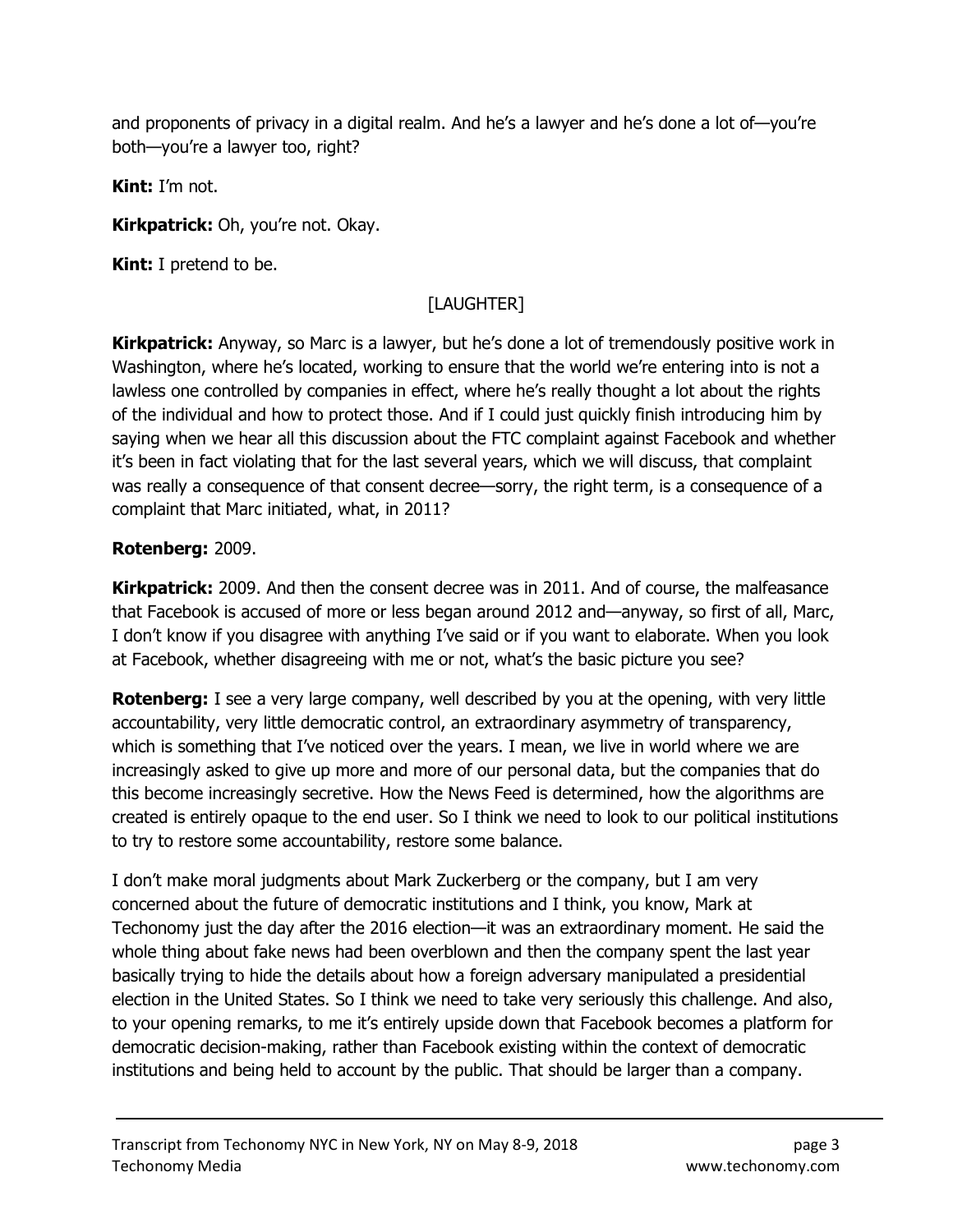and proponents of privacy in a digital realm. And he's a lawyer and he's done a lot of—you're both—you're a lawyer too, right?

**Kint:** I'm not.

**Kirkpatrick:** Oh, you're not. Okay.

**Kint:** I pretend to be.

[LAUGHTER]

**Kirkpatrick:** Anyway, so Marc is a lawyer, but he's done a lot of tremendously positive work in Washington, where he's located, working to ensure that the world we're entering into is not a lawless one controlled by companies in effect, where he's really thought a lot about the rights of the individual and how to protect those. And if I could just quickly finish introducing him by saying when we hear all this discussion about the FTC complaint against Facebook and whether it's been in fact violating that for the last several years, which we will discuss, that complaint was really a consequence of that consent decree—sorry, the right term, is a consequence of a complaint that Marc initiated, what, in 2011?

**Rotenberg:** 2009.

**Kirkpatrick:** 2009. And then the consent decree was in 2011. And of course, the malfeasance that Facebook is accused of more or less began around 2012 and—anyway, so first of all, Marc, I don't know if you disagree with anything I've said or if you want to elaborate. When you look at Facebook, whether disagreeing with me or not, what's the basic picture you see?

**Rotenberg:** I see a very large company, well described by you at the opening, with very little accountability, very little democratic control, an extraordinary asymmetry of transparency, which is something that I've noticed over the years. I mean, we live in world where we are increasingly asked to give up more and more of our personal data, but the companies that do this become increasingly secretive. How the News Feed is determined, how the algorithms are created is entirely opaque to the end user. So I think we need to look to our political institutions to try to restore some accountability, restore some balance.

I don't make moral judgments about Mark Zuckerberg or the company, but I am very concerned about the future of democratic institutions and I think, you know, Mark at Techonomy just the day after the 2016 election—it was an extraordinary moment. He said the whole thing about fake news had been overblown and then the company spent the last year basically trying to hide the details about how a foreign adversary manipulated a presidential election in the United States. So I think we need to take very seriously this challenge. And also, to your opening remarks, to me it's entirely upside down that Facebook becomes a platform for democratic decision-making, rather than Facebook existing within the context of democratic institutions and being held to account by the public. That should be larger than a company.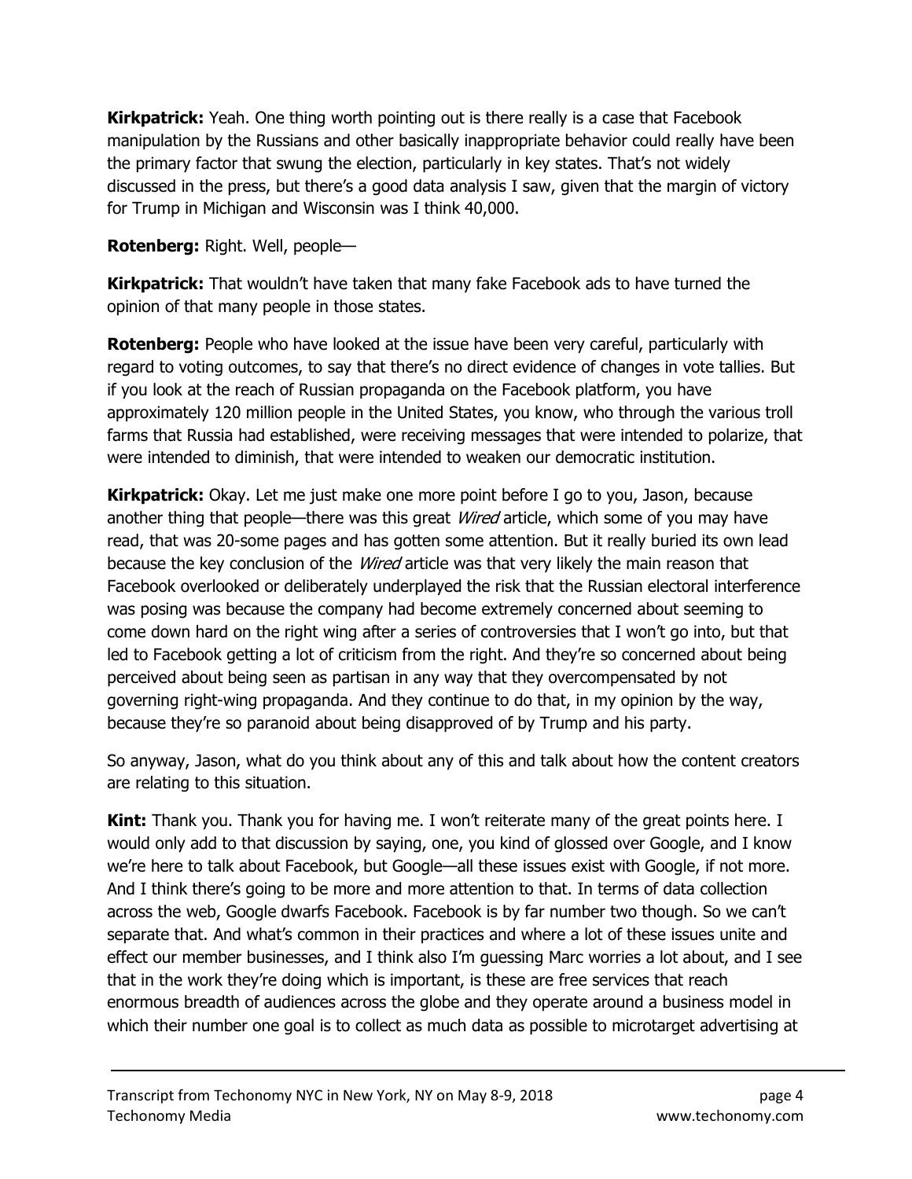**Kirkpatrick:** Yeah. One thing worth pointing out is there really is a case that Facebook manipulation by the Russians and other basically inappropriate behavior could really have been the primary factor that swung the election, particularly in key states. That's not widely discussed in the press, but there's a good data analysis I saw, given that the margin of victory for Trump in Michigan and Wisconsin was I think 40,000.

**Rotenberg:** Right. Well, people—

**Kirkpatrick:** That wouldn't have taken that many fake Facebook ads to have turned the opinion of that many people in those states.

**Rotenberg:** People who have looked at the issue have been very careful, particularly with regard to voting outcomes, to say that there's no direct evidence of changes in vote tallies. But if you look at the reach of Russian propaganda on the Facebook platform, you have approximately 120 million people in the United States, you know, who through the various troll farms that Russia had established, were receiving messages that were intended to polarize, that were intended to diminish, that were intended to weaken our democratic institution.

**Kirkpatrick:** Okay. Let me just make one more point before I go to you, Jason, because another thing that people—there was this great *Wired* article, which some of you may have read, that was 20-some pages and has gotten some attention. But it really buried its own lead because the key conclusion of the *Wired* article was that very likely the main reason that Facebook overlooked or deliberately underplayed the risk that the Russian electoral interference was posing was because the company had become extremely concerned about seeming to come down hard on the right wing after a series of controversies that I won't go into, but that led to Facebook getting a lot of criticism from the right. And they're so concerned about being perceived about being seen as partisan in any way that they overcompensated by not governing right-wing propaganda. And they continue to do that, in my opinion by the way, because they're so paranoid about being disapproved of by Trump and his party.

So anyway, Jason, what do you think about any of this and talk about how the content creators are relating to this situation.

**Kint:** Thank you. Thank you for having me. I won't reiterate many of the great points here. I would only add to that discussion by saying, one, you kind of glossed over Google, and I know we're here to talk about Facebook, but Google—all these issues exist with Google, if not more. And I think there's going to be more and more attention to that. In terms of data collection across the web, Google dwarfs Facebook. Facebook is by far number two though. So we can't separate that. And what's common in their practices and where a lot of these issues unite and effect our member businesses, and I think also I'm guessing Marc worries a lot about, and I see that in the work they're doing which is important, is these are free services that reach enormous breadth of audiences across the globe and they operate around a business model in which their number one goal is to collect as much data as possible to microtarget advertising at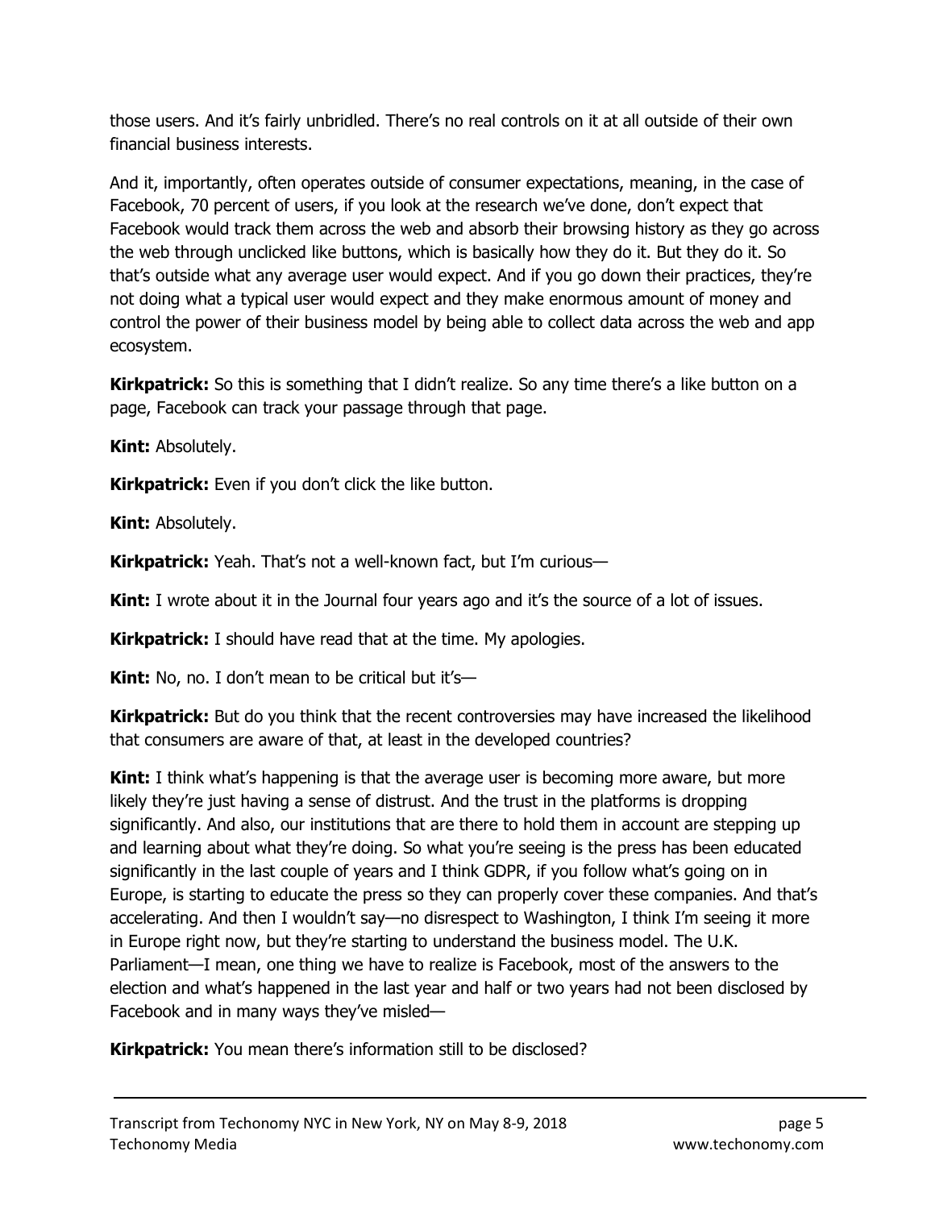those users. And it's fairly unbridled. There's no real controls on it at all outside of their own financial business interests.

And it, importantly, often operates outside of consumer expectations, meaning, in the case of Facebook, 70 percent of users, if you look at the research we've done, don't expect that Facebook would track them across the web and absorb their browsing history as they go across the web through unclicked like buttons, which is basically how they do it. But they do it. So that's outside what any average user would expect. And if you go down their practices, they're not doing what a typical user would expect and they make enormous amount of money and control the power of their business model by being able to collect data across the web and app ecosystem.

**Kirkpatrick:** So this is something that I didn't realize. So any time there's a like button on a page, Facebook can track your passage through that page.

**Kint:** Absolutely.

**Kirkpatrick:** Even if you don't click the like button.

**Kint:** Absolutely.

**Kirkpatrick:** Yeah. That's not a well-known fact, but I'm curious—

**Kint:** I wrote about it in the Journal four years ago and it's the source of a lot of issues.

**Kirkpatrick:** I should have read that at the time. My apologies.

**Kint:** No, no. I don't mean to be critical but it's—

**Kirkpatrick:** But do you think that the recent controversies may have increased the likelihood that consumers are aware of that, at least in the developed countries?

**Kint:** I think what's happening is that the average user is becoming more aware, but more likely they're just having a sense of distrust. And the trust in the platforms is dropping significantly. And also, our institutions that are there to hold them in account are stepping up and learning about what they're doing. So what you're seeing is the press has been educated significantly in the last couple of years and I think GDPR, if you follow what's going on in Europe, is starting to educate the press so they can properly cover these companies. And that's accelerating. And then I wouldn't say—no disrespect to Washington, I think I'm seeing it more in Europe right now, but they're starting to understand the business model. The U.K. Parliament—I mean, one thing we have to realize is Facebook, most of the answers to the election and what's happened in the last year and half or two years had not been disclosed by Facebook and in many ways they've misled—

**Kirkpatrick:** You mean there's information still to be disclosed?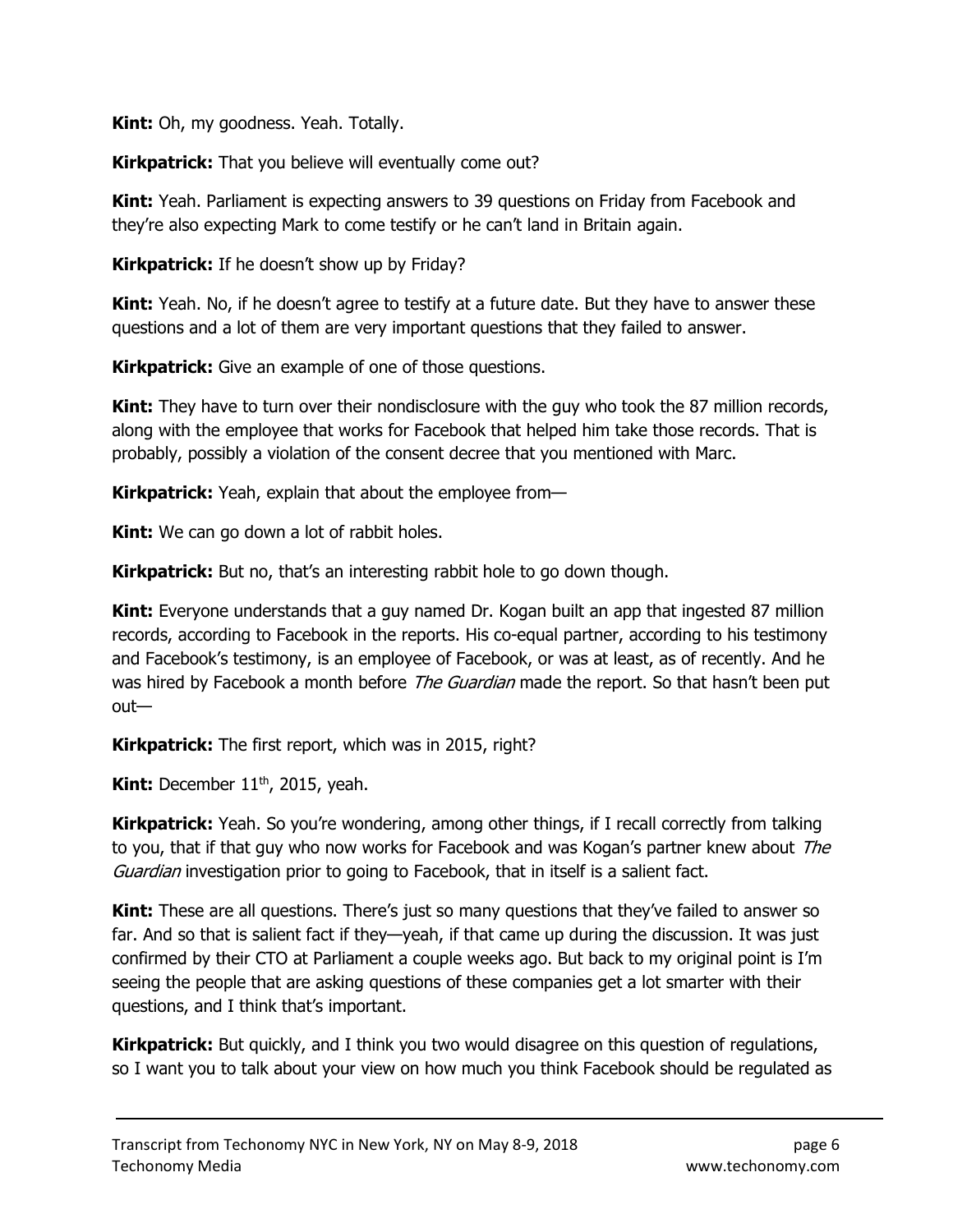**Kint:** Oh, my goodness. Yeah. Totally.

**Kirkpatrick:** That you believe will eventually come out?

**Kint:** Yeah. Parliament is expecting answers to 39 questions on Friday from Facebook and they're also expecting Mark to come testify or he can't land in Britain again.

**Kirkpatrick:** If he doesn't show up by Friday?

**Kint:** Yeah. No, if he doesn't agree to testify at a future date. But they have to answer these questions and a lot of them are very important questions that they failed to answer.

**Kirkpatrick:** Give an example of one of those questions.

**Kint:** They have to turn over their nondisclosure with the guy who took the 87 million records, along with the employee that works for Facebook that helped him take those records. That is probably, possibly a violation of the consent decree that you mentioned with Marc.

**Kirkpatrick:** Yeah, explain that about the employee from—

**Kint:** We can go down a lot of rabbit holes.

**Kirkpatrick:** But no, that's an interesting rabbit hole to go down though.

**Kint:** Everyone understands that a guy named Dr. Kogan built an app that ingested 87 million records, according to Facebook in the reports. His co-equal partner, according to his testimony and Facebook's testimony, is an employee of Facebook, or was at least, as of recently. And he was hired by Facebook a month before *The Guardian* made the report. So that hasn't been put out—

**Kirkpatrick:** The first report, which was in 2015, right?

**Kint:** December 11th, 2015, yeah.

**Kirkpatrick:** Yeah. So you're wondering, among other things, if I recall correctly from talking to you, that if that guy who now works for Facebook and was Kogan's partner knew about *The Guardian* investigation prior to going to Facebook, that in itself is a salient fact.

**Kint:** These are all questions. There's just so many questions that they've failed to answer so far. And so that is salient fact if they—yeah, if that came up during the discussion. It was just confirmed by their CTO at Parliament a couple weeks ago. But back to my original point is I'm seeing the people that are asking questions of these companies get a lot smarter with their questions, and I think that's important.

**Kirkpatrick:** But quickly, and I think you two would disagree on this question of regulations, so I want you to talk about your view on how much you think Facebook should be regulated as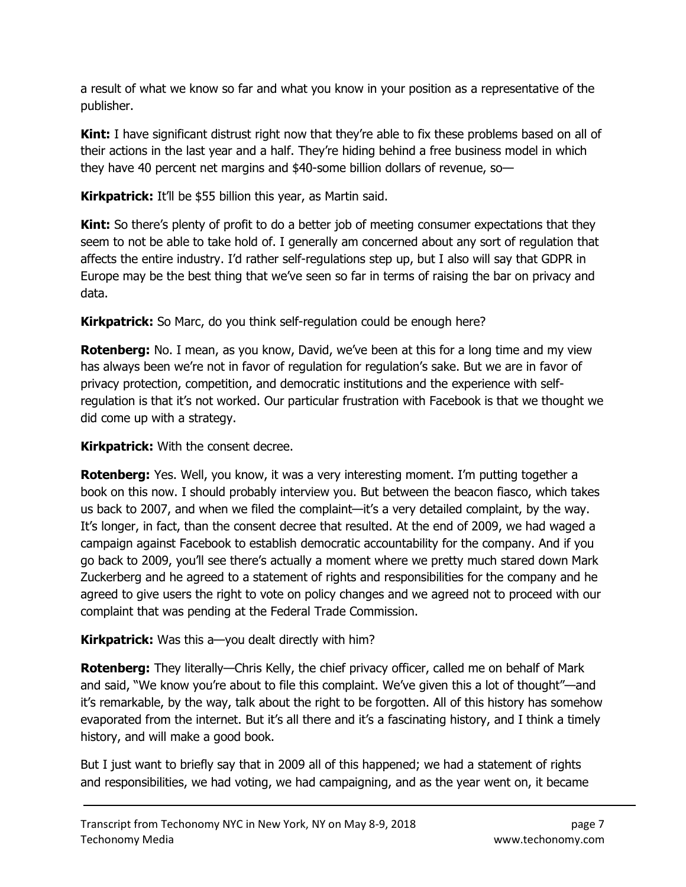a result of what we know so far and what you know in your position as a representative of the publisher.

**Kint:** I have significant distrust right now that they're able to fix these problems based on all of their actions in the last year and a half. They're hiding behind a free business model in which they have 40 percent net margins and $40-some billion dollars of revenue, so—

**Kirkpatrick:** It'll be $55 billion this year, as Martin said.

**Kint:** So there's plenty of profit to do a better job of meeting consumer expectations that they seem to not be able to take hold of. I generally am concerned about any sort of regulation that affects the entire industry. I'd rather self-regulations step up, but I also will say that GDPR in Europe may be the best thing that we've seen so far in terms of raising the bar on privacy and data.

**Kirkpatrick:** So Marc, do you think self-regulation could be enough here?

**Rotenberg:** No. I mean, as you know, David, we've been at this for a long time and my view has always been we're not in favor of regulation for regulation's sake. But we are in favor of privacy protection, competition, and democratic institutions and the experience with self-regulation is that it's not worked. Our particular frustration with Facebook is that we thought we did come up with a strategy.

**Kirkpatrick:** With the consent decree.

**Rotenberg:** Yes. Well, you know, it was a very interesting moment. I'm putting together a book on this now. I should probably interview you. But between the beacon fiasco, which takes us back to 2007, and when we filed the complaint—it's a very detailed complaint, by the way. It's longer, in fact, than the consent decree that resulted. At the end of 2009, we had waged a campaign against Facebook to establish democratic accountability for the company. And if you go back to 2009, you'll see there's actually a moment where we pretty much stared down Mark Zuckerberg and he agreed to a statement of rights and responsibilities for the company and he agreed to give users the right to vote on policy changes and we agreed not to proceed with our complaint that was pending at the Federal Trade Commission.

**Kirkpatrick:** Was this a—you dealt directly with him?

**Rotenberg:** They literally—Chris Kelly, the chief privacy officer, called me on behalf of Mark and said, "We know you're about to file this complaint. We've given this a lot of thought"—and it's remarkable, by the way, talk about the right to be forgotten. All of this history has somehow evaporated from the internet. But it's all there and it's a fascinating history, and I think a timely history, and will make a good book.

But I just want to briefly say that in 2009 all of this happened; we had a statement of rights and responsibilities, we had voting, we had campaigning, and as the year went on, it became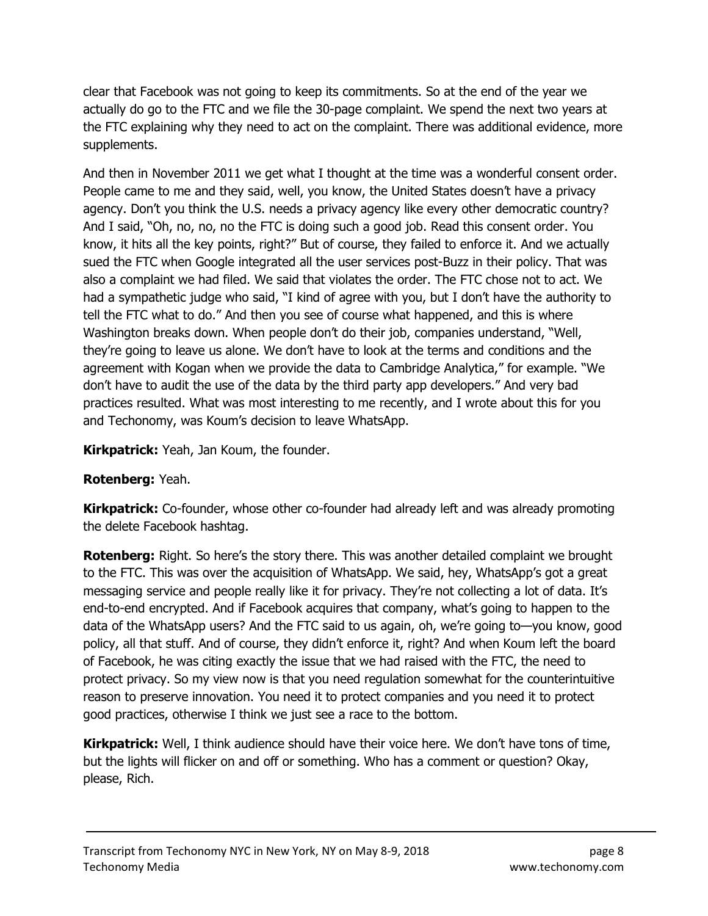clear that Facebook was not going to keep its commitments. So at the end of the year we actually do go to the FTC and we file the 30-page complaint. We spend the next two years at the FTC explaining why they need to act on the complaint. There was additional evidence, more supplements.

And then in November 2011 we get what I thought at the time was a wonderful consent order. People came to me and they said, well, you know, the United States doesn't have a privacy agency. Don't you think the U.S. needs a privacy agency like every other democratic country? And I said, "Oh, no, no, no the FTC is doing such a good job. Read this consent order. You know, it hits all the key points, right?" But of course, they failed to enforce it. And we actually sued the FTC when Google integrated all the user services post-Buzz in their policy. That was also a complaint we had filed. We said that violates the order. The FTC chose not to act. We had a sympathetic judge who said, "I kind of agree with you, but I don't have the authority to tell the FTC what to do." And then you see of course what happened, and this is where Washington breaks down. When people don't do their job, companies understand, "Well, they're going to leave us alone. We don't have to look at the terms and conditions and the agreement with Kogan when we provide the data to Cambridge Analytica," for example. "We don't have to audit the use of the data by the third party app developers." And very bad practices resulted. What was most interesting to me recently, and I wrote about this for you and Techonomy, was Koum's decision to leave WhatsApp.

**Kirkpatrick:** Yeah, Jan Koum, the founder.

**Rotenberg:** Yeah.

**Kirkpatrick:** Co-founder, whose other co-founder had already left and was already promoting the delete Facebook hashtag.

**Rotenberg:** Right. So here's the story there. This was another detailed complaint we brought to the FTC. This was over the acquisition of WhatsApp. We said, hey, WhatsApp's got a great messaging service and people really like it for privacy. They're not collecting a lot of data. It's end-to-end encrypted. And if Facebook acquires that company, what's going to happen to the data of the WhatsApp users? And the FTC said to us again, oh, we're going to—you know, good policy, all that stuff. And of course, they didn't enforce it, right? And when Koum left the board of Facebook, he was citing exactly the issue that we had raised with the FTC, the need to protect privacy. So my view now is that you need regulation somewhat for the counterintuitive reason to preserve innovation. You need it to protect companies and you need it to protect good practices, otherwise I think we just see a race to the bottom.

**Kirkpatrick:** Well, I think audience should have their voice here. We don't have tons of time, but the lights will flicker on and off or something. Who has a comment or question? Okay, please, Rich.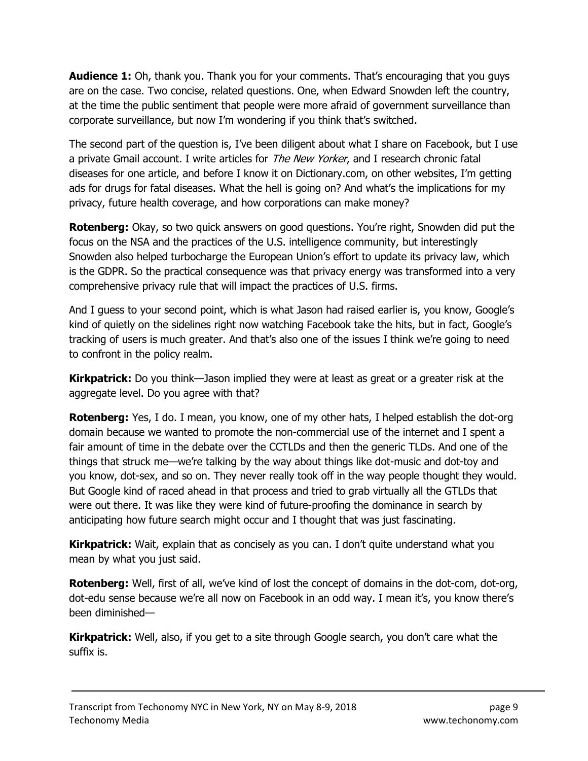**Audience 1:** Oh, thank you. Thank you for your comments. That's encouraging that you guys are on the case. Two concise, related questions. One, when Edward Snowden left the country, at the time the public sentiment that people were more afraid of government surveillance than corporate surveillance, but now I'm wondering if you think that's switched.

The second part of the question is, I've been diligent about what I share on Facebook, but I use a private Gmail account. I write articles for *The New Yorker*, and I research chronic fatal diseases for one article, and before I know it on Dictionary.com, on other websites, I'm getting ads for drugs for fatal diseases. What the hell is going on? And what's the implications for my privacy, future health coverage, and how corporations can make money?

**Rotenberg:** Okay, so two quick answers on good questions. You're right, Snowden did put the focus on the NSA and the practices of the U.S. intelligence community, but interestingly Snowden also helped turbocharge the European Union's effort to update its privacy law, which is the GDPR. So the practical consequence was that privacy energy was transformed into a very comprehensive privacy rule that will impact the practices of U.S. firms.

And I guess to your second point, which is what Jason had raised earlier is, you know, Google's kind of quietly on the sidelines right now watching Facebook take the hits, but in fact, Google's tracking of users is much greater. And that's also one of the issues I think we're going to need to confront in the policy realm.

**Kirkpatrick:** Do you think—Jason implied they were at least as great or a greater risk at the aggregate level. Do you agree with that?

**Rotenberg:** Yes, I do. I mean, you know, one of my other hats, I helped establish the dot-org domain because we wanted to promote the non-commercial use of the internet and I spent a fair amount of time in the debate over the CCTLDs and then the generic TLDs. And one of the things that struck me—we're talking by the way about things like dot-music and dot-toy and you know, dot-sex, and so on. They never really took off in the way people thought they would. But Google kind of raced ahead in that process and tried to grab virtually all the GTLDs that were out there. It was like they were kind of future-proofing the dominance in search by anticipating how future search might occur and I thought that was just fascinating.

**Kirkpatrick:** Wait, explain that as concisely as you can. I don't quite understand what you mean by what you just said.

**Rotenberg:** Well, first of all, we've kind of lost the concept of domains in the dot-com, dot-org, dot-edu sense because we're all now on Facebook in an odd way. I mean it's, you know there's been diminished—

**Kirkpatrick:** Well, also, if you get to a site through Google search, you don't care what the suffix is.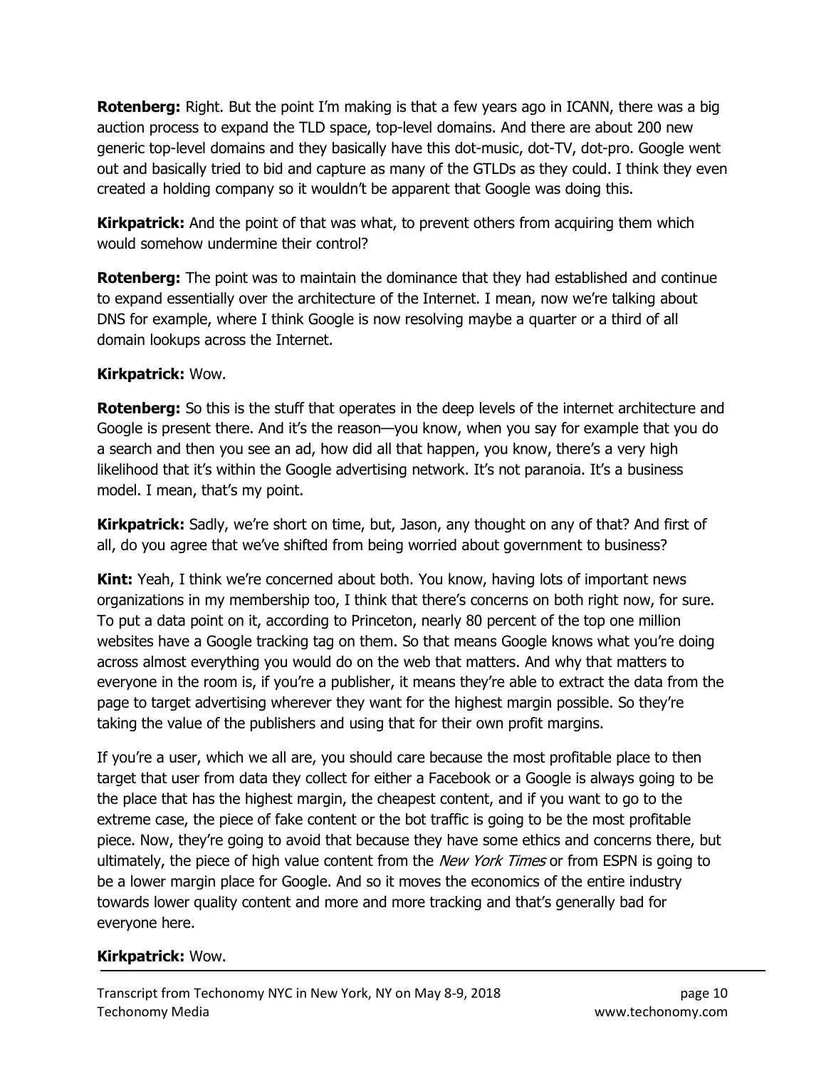**Rotenberg:** Right. But the point I'm making is that a few years ago in ICANN, there was a big auction process to expand the TLD space, top-level domains. And there are about 200 new generic top-level domains and they basically have this dot-music, dot-TV, dot-pro. Google went out and basically tried to bid and capture as many of the GTLDs as they could. I think they even created a holding company so it wouldn't be apparent that Google was doing this.

**Kirkpatrick:** And the point of that was what, to prevent others from acquiring them which would somehow undermine their control?

**Rotenberg:** The point was to maintain the dominance that they had established and continue to expand essentially over the architecture of the Internet. I mean, now we're talking about DNS for example, where I think Google is now resolving maybe a quarter or a third of all domain lookups across the Internet.

**Kirkpatrick:** Wow.

**Rotenberg:** So this is the stuff that operates in the deep levels of the internet architecture and Google is present there. And it's the reason—you know, when you say for example that you do a search and then you see an ad, how did all that happen, you know, there's a very high likelihood that it's within the Google advertising network. It's not paranoia. It's a business model. I mean, that's my point.

**Kirkpatrick:** Sadly, we're short on time, but, Jason, any thought on any of that? And first of all, do you agree that we've shifted from being worried about government to business?

**Kint:** Yeah, I think we're concerned about both. You know, having lots of important news organizations in my membership too, I think that there's concerns on both right now, for sure. To put a data point on it, according to Princeton, nearly 80 percent of the top one million websites have a Google tracking tag on them. So that means Google knows what you're doing across almost everything you would do on the web that matters. And why that matters to everyone in the room is, if you're a publisher, it means they're able to extract the data from the page to target advertising wherever they want for the highest margin possible. So they're taking the value of the publishers and using that for their own profit margins.

If you're a user, which we all are, you should care because the most profitable place to then target that user from data they collect for either a Facebook or a Google is always going to be the place that has the highest margin, the cheapest content, and if you want to go to the extreme case, the piece of fake content or the bot traffic is going to be the most profitable piece. Now, they're going to avoid that because they have some ethics and concerns there, but ultimately, the piece of high value content from the *New York Times* or from ESPN is going to be a lower margin place for Google. And so it moves the economics of the entire industry towards lower quality content and more and more tracking and that's generally bad for everyone here.

**Kirkpatrick:** Wow.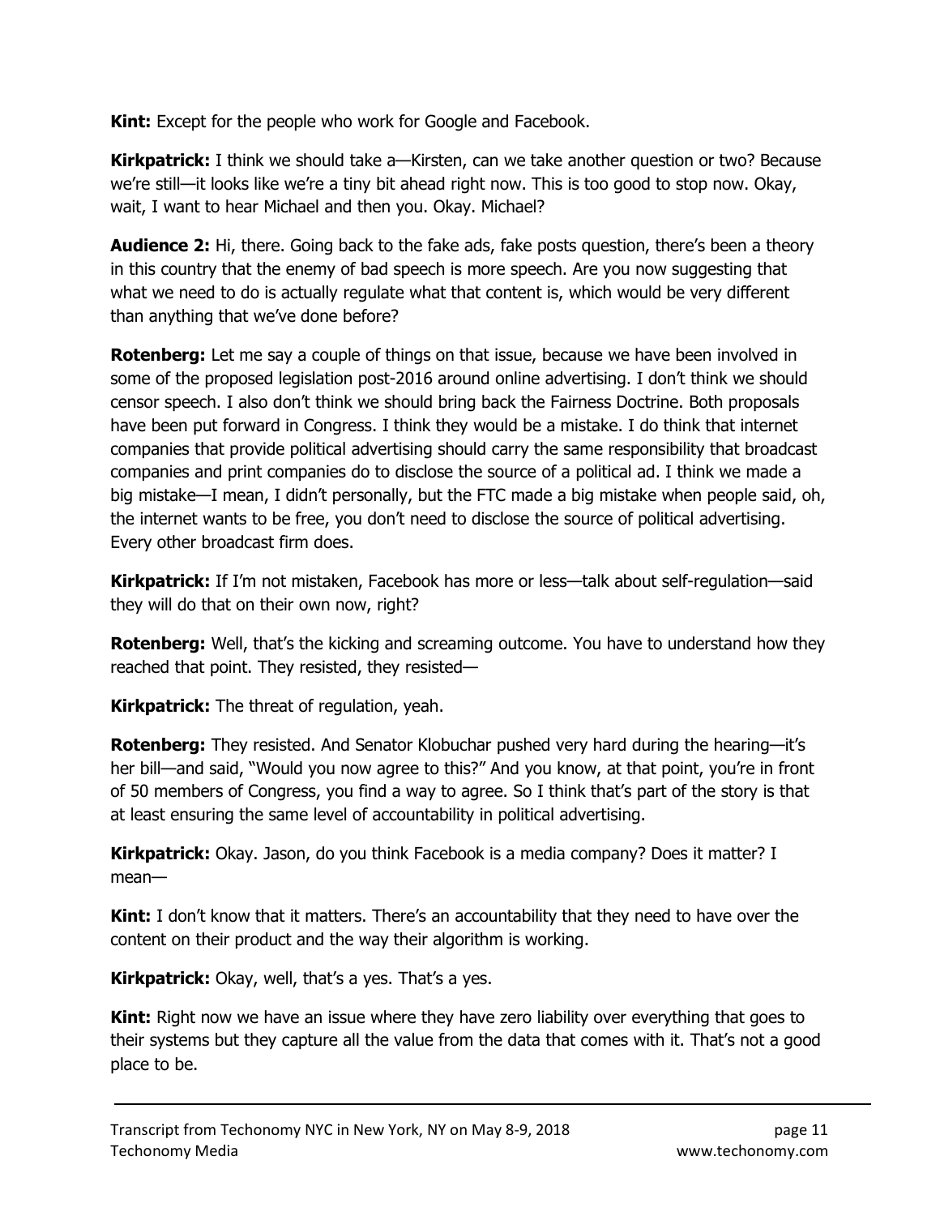**Kint:** Except for the people who work for Google and Facebook.

**Kirkpatrick:** I think we should take a—Kirsten, can we take another question or two? Because we're still—it looks like we're a tiny bit ahead right now. This is too good to stop now. Okay, wait, I want to hear Michael and then you. Okay. Michael?

**Audience 2:** Hi, there. Going back to the fake ads, fake posts question, there's been a theory in this country that the enemy of bad speech is more speech. Are you now suggesting that what we need to do is actually regulate what that content is, which would be very different than anything that we've done before?

**Rotenberg:** Let me say a couple of things on that issue, because we have been involved in some of the proposed legislation post-2016 around online advertising. I don't think we should censor speech. I also don't think we should bring back the Fairness Doctrine. Both proposals have been put forward in Congress. I think they would be a mistake. I do think that internet companies that provide political advertising should carry the same responsibility that broadcast companies and print companies do to disclose the source of a political ad. I think we made a big mistake—I mean, I didn't personally, but the FTC made a big mistake when people said, oh, the internet wants to be free, you don't need to disclose the source of political advertising. Every other broadcast firm does.

**Kirkpatrick:** If I'm not mistaken, Facebook has more or less—talk about self-regulation—said they will do that on their own now, right?

**Rotenberg:** Well, that's the kicking and screaming outcome. You have to understand how they reached that point. They resisted, they resisted—

**Kirkpatrick:** The threat of regulation, yeah.

**Rotenberg:** They resisted. And Senator Klobuchar pushed very hard during the hearing—it's her bill—and said, "Would you now agree to this?" And you know, at that point, you're in front of 50 members of Congress, you find a way to agree. So I think that's part of the story is that at least ensuring the same level of accountability in political advertising.

**Kirkpatrick:** Okay. Jason, do you think Facebook is a media company? Does it matter? I mean—

**Kint:** I don't know that it matters. There's an accountability that they need to have over the content on their product and the way their algorithm is working.

**Kirkpatrick:** Okay, well, that's a yes. That's a yes.

**Kint:** Right now we have an issue where they have zero liability over everything that goes to their systems but they capture all the value from the data that comes with it. That's not a good place to be.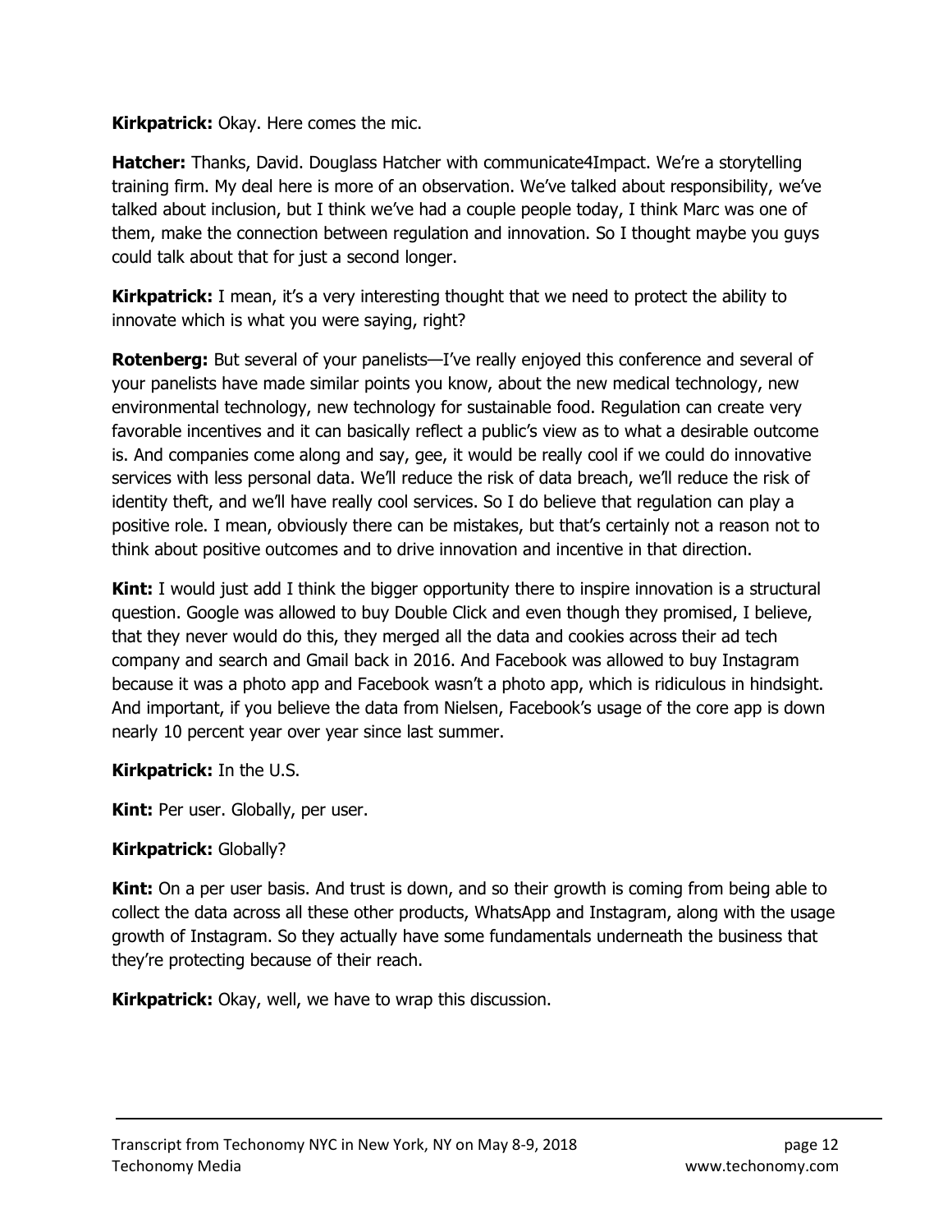**Kirkpatrick:** Okay. Here comes the mic.

**Hatcher:** Thanks, David. Douglass Hatcher with communicate4Impact. We're a storytelling training firm. My deal here is more of an observation. We've talked about responsibility, we've talked about inclusion, but I think we've had a couple people today, I think Marc was one of them, make the connection between regulation and innovation. So I thought maybe you guys could talk about that for just a second longer.

**Kirkpatrick:** I mean, it's a very interesting thought that we need to protect the ability to innovate which is what you were saying, right?

**Rotenberg:** But several of your panelists—I've really enjoyed this conference and several of your panelists have made similar points you know, about the new medical technology, new environmental technology, new technology for sustainable food. Regulation can create very favorable incentives and it can basically reflect a public's view as to what a desirable outcome is. And companies come along and say, gee, it would be really cool if we could do innovative services with less personal data. We'll reduce the risk of data breach, we'll reduce the risk of identity theft, and we'll have really cool services. So I do believe that regulation can play a positive role. I mean, obviously there can be mistakes, but that's certainly not a reason not to think about positive outcomes and to drive innovation and incentive in that direction.

**Kint:** I would just add I think the bigger opportunity there to inspire innovation is a structural question. Google was allowed to buy Double Click and even though they promised, I believe, that they never would do this, they merged all the data and cookies across their ad tech company and search and Gmail back in 2016. And Facebook was allowed to buy Instagram because it was a photo app and Facebook wasn't a photo app, which is ridiculous in hindsight. And important, if you believe the data from Nielsen, Facebook's usage of the core app is down nearly 10 percent year over year since last summer.

**Kirkpatrick:** In the U.S.

**Kint:** Per user. Globally, per user.

**Kirkpatrick:** Globally?

**Kint:** On a per user basis. And trust is down, and so their growth is coming from being able to collect the data across all these other products, WhatsApp and Instagram, along with the usage growth of Instagram. So they actually have some fundamentals underneath the business that they're protecting because of their reach.

**Kirkpatrick:** Okay, well, we have to wrap this discussion.